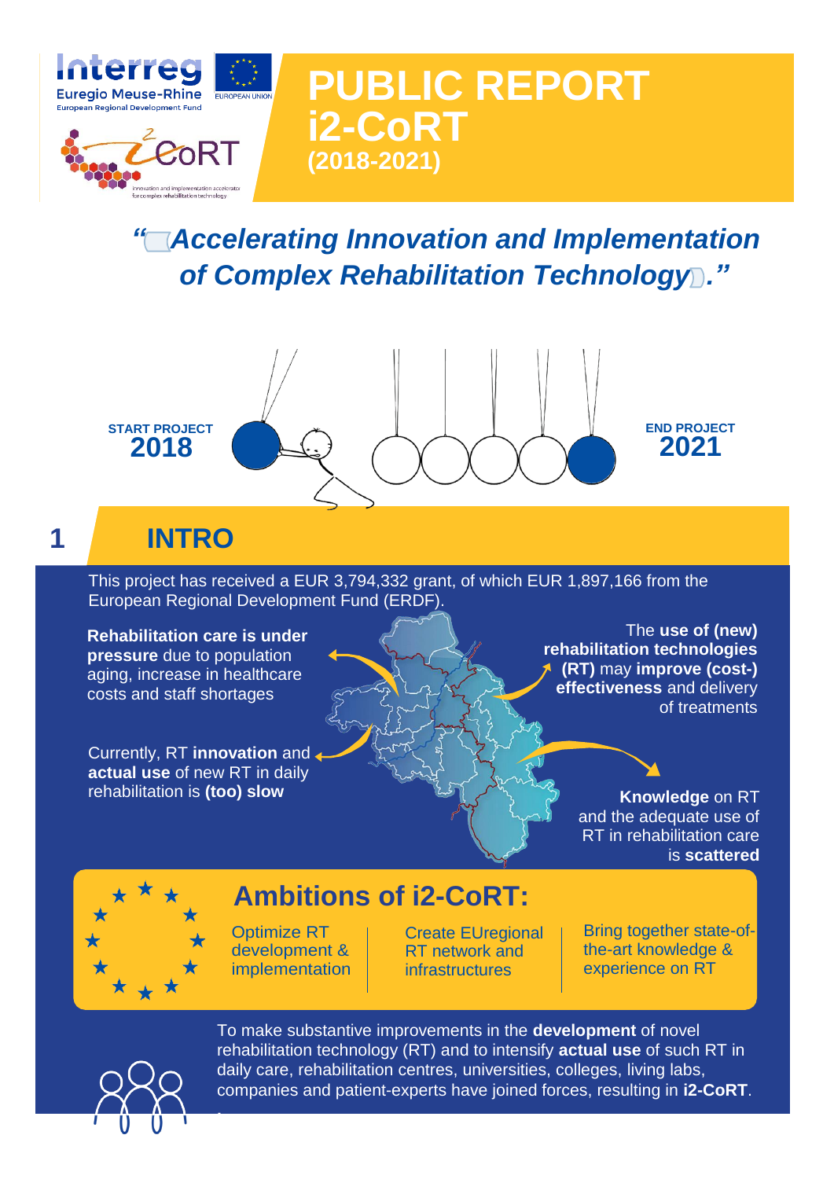# PUBLIC REPORT i2-CoRT (2018-2021)

***"Accelerating Innovation and Implementation of Complex Rehabilitation Technology."***

**START PROJECT 2018**

**END PROJECT 2021**

## 1 INTRO

This project has received a EUR 3,794,332 grant, of which EUR 1,897,166 from the European Regional Development Fund (ERDF).

**Rehabilitation care is under pressure** due to population aging, increase in healthcare costs and staff shortages

Currently, RT **innovation** and **actual use** of new RT in daily rehabilitation is **(too) slow**

The **use of (new) rehabilitation technologies (RT)** may **improve (cost-) effectiveness** and delivery of treatments

**Knowledge** on RT and the adequate use of RT in rehabilitation care is **scattered**

### Ambitions of i2-CoRT:

- Optimize RT development & implementation
- Create EUregional RT network and infrastructures
- Bring together state-of-the-art knowledge & experience on RT

To make substantive improvements in the **development** of novel rehabilitation technology (RT) and to intensify **actual use** of such RT in daily care, rehabilitation centres, universities, colleges, living labs, companies and patient-experts have joined forces, resulting in **i2-CoRT**.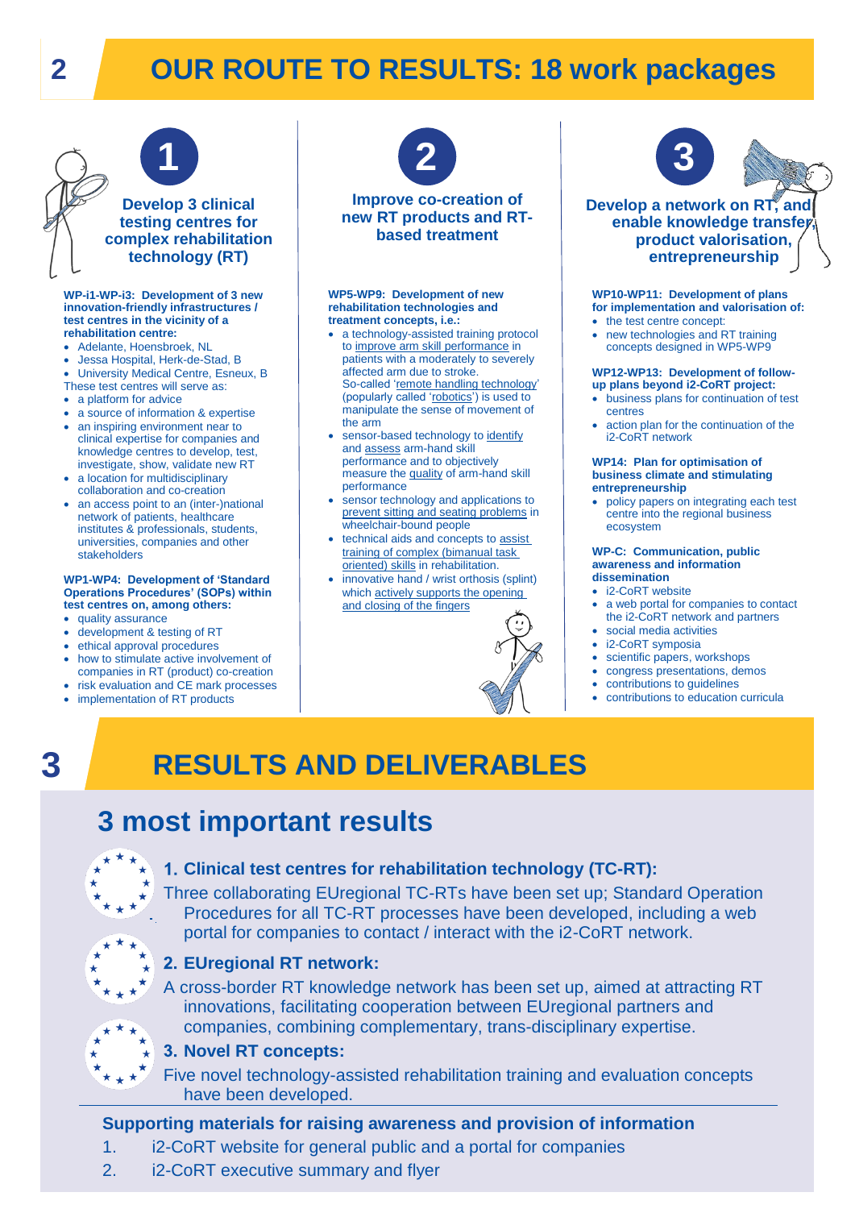# 2 OUR ROUTE TO RESULTS: 18 work packages

## 1

### Develop 3 clinical testing centres for complex rehabilitation technology (RT)

**WP-i1-WP-i3: Development of 3 new innovation-friendly infrastructures / test centres in the vicinity of a rehabilitation centre:**

- Adelante, Hoensbroek, NL
- Jessa Hospital, Herk-de-Stad, B
- University Medical Centre, Esneux, B

These test centres will serve as:

- a platform for advice
- a source of information & expertise
- an inspiring environment near to clinical expertise for companies and knowledge centres to develop, test, investigate, show, validate new RT
- a location for multidisciplinary collaboration and co-creation
- an access point to an (inter-)national network of patients, healthcare institutes & professionals, students, universities, companies and other stakeholders

**WP1-WP4: Development of 'Standard Operations Procedures' (SOPs) within test centres on, among others:**

- quality assurance
- development & testing of RT
- ethical approval procedures
- how to stimulate active involvement of companies in RT (product) co-creation
- risk evaluation and CE mark processes
- implementation of RT products

## 2

### Improve co-creation of new RT products and RT-based treatment

**WP5-WP9: Development of new rehabilitation technologies and treatment concepts, i.e.:**

- a technology-assisted training protocol to improve arm skill performance in patients with a moderately to severely affected arm due to stroke. So-called 'remote handling technology' (popularly called 'robotics') is used to manipulate the sense of movement of the arm
- sensor-based technology to identify and assess arm-hand skill performance and to objectively measure the quality of arm-hand skill performance
- sensor technology and applications to prevent sitting and seating problems in wheelchair-bound people
- technical aids and concepts to assist training of complex (bimanual task oriented) skills in rehabilitation.
- innovative hand / wrist orthosis (splint) which actively supports the opening and closing of the fingers

## 3

### Develop a network on RT, and enable knowledge transfer, product valorisation, entrepreneurship

**WP10-WP11: Development of plans for implementation and valorisation of:**

- the test centre concept:
- new technologies and RT training concepts designed in WP5-WP9

**WP12-WP13: Development of follow-up plans beyond i2-CoRT project:**

- business plans for continuation of test centres
- action plan for the continuation of the i2-CoRT network

**WP14: Plan for optimisation of business climate and stimulating entrepreneurship**

- policy papers on integrating each test centre into the regional business ecosystem

**WP-C: Communication, public awareness and information dissemination**

- i2-CoRT website
- a web portal for companies to contact the i2-CoRT network and partners
- social media activities
- i2-CoRT symposia
- scientific papers, workshops
- congress presentations, demos
- contributions to guidelines
- contributions to education curricula

# 3 RESULTS AND DELIVERABLES

## 3 most important results

1. **Clinical test centres for rehabilitation technology (TC-RT):**
   Three collaborating EUregional TC-RTs have been set up; Standard Operation Procedures for all TC-RT processes have been developed, including a web portal for companies to contact / interact with the i2-CoRT network.
2. **EUregional RT network:**
   A cross-border RT knowledge network has been set up, aimed at attracting RT innovations, facilitating cooperation between EUregional partners and companies, combining complementary, trans-disciplinary expertise.
3. **Novel RT concepts:**
   Five novel technology-assisted rehabilitation training and evaluation concepts have been developed.

**Supporting materials for raising awareness and provision of information**

1. i2-CoRT website for general public and a portal for companies
2. i2-CoRT executive summary and flyer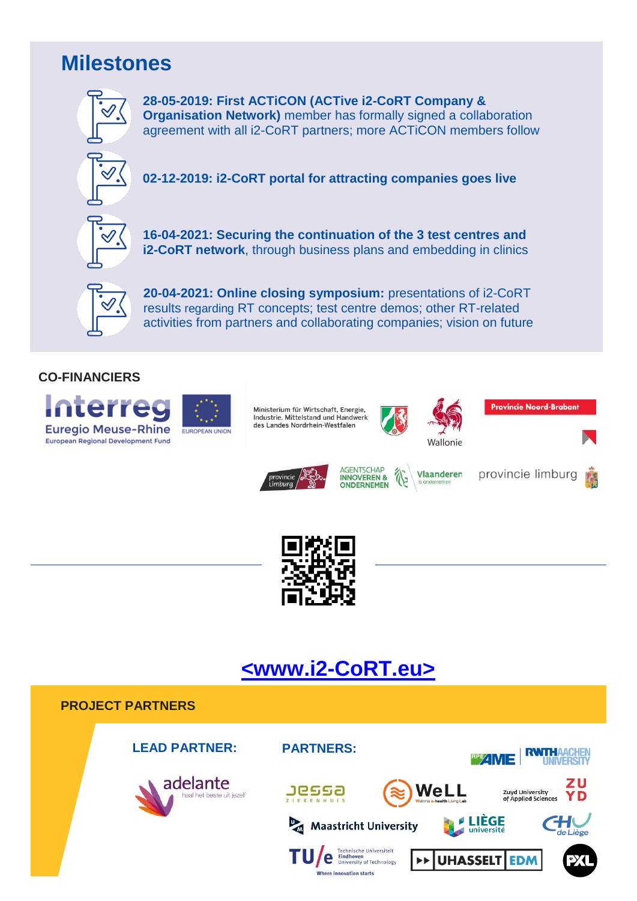## Milestones

**28-05-2019: First ACTiCON (ACTive i2-CoRT Company & Organisation Network)** member has formally signed a collaboration agreement with all i2-CoRT partners; more ACTiCON members follow

**02-12-2019: i2-CoRT portal for attracting companies goes live**

**16-04-2021: Securing the continuation of the 3 test centres and i2-CoRT network**, through business plans and embedding in clinics

**20-04-2021: Online closing symposium:** presentations of i2-CoRT results regarding RT concepts; test centre demos; other RT-related activities from partners and collaborating companies; vision on future

**CO-FINANCIERS**

Interreg Euregio Meuse-Rhine European Regional Development Fund

EUROPEAN UNION

Ministerium für Wirtschaft, Energie, Industrie, Mittelstand und Handwerk des Landes Nordrhein-Westfalen

Wallonie

Provincie Noord-Brabant

provincie Limburg

AGENTSCHAP INNOVEREN & ONDERNEMEN

Vlaanderen is ondernemen

provincie limburg

**[<www.i2-CoRT.eu>](http://www.i2-CoRT.eu)**

**PROJECT PARTNERS**

**LEAD PARTNER:**

adelante haal het beste uit jezelf

**PARTNERS:**

RPE AME | RWTH AACHEN UNIVERSITY

Jessa ZIEKENHUIS

WeLL Wallonia e-health Living Lab

Zuyd University of Applied Sciences ZU YD

Maastricht University

LIÈGE université

CHU de Liège

TU/e Technische Universiteit Eindhoven University of Technology Where innovation starts

UHASSELT EDM

PXL